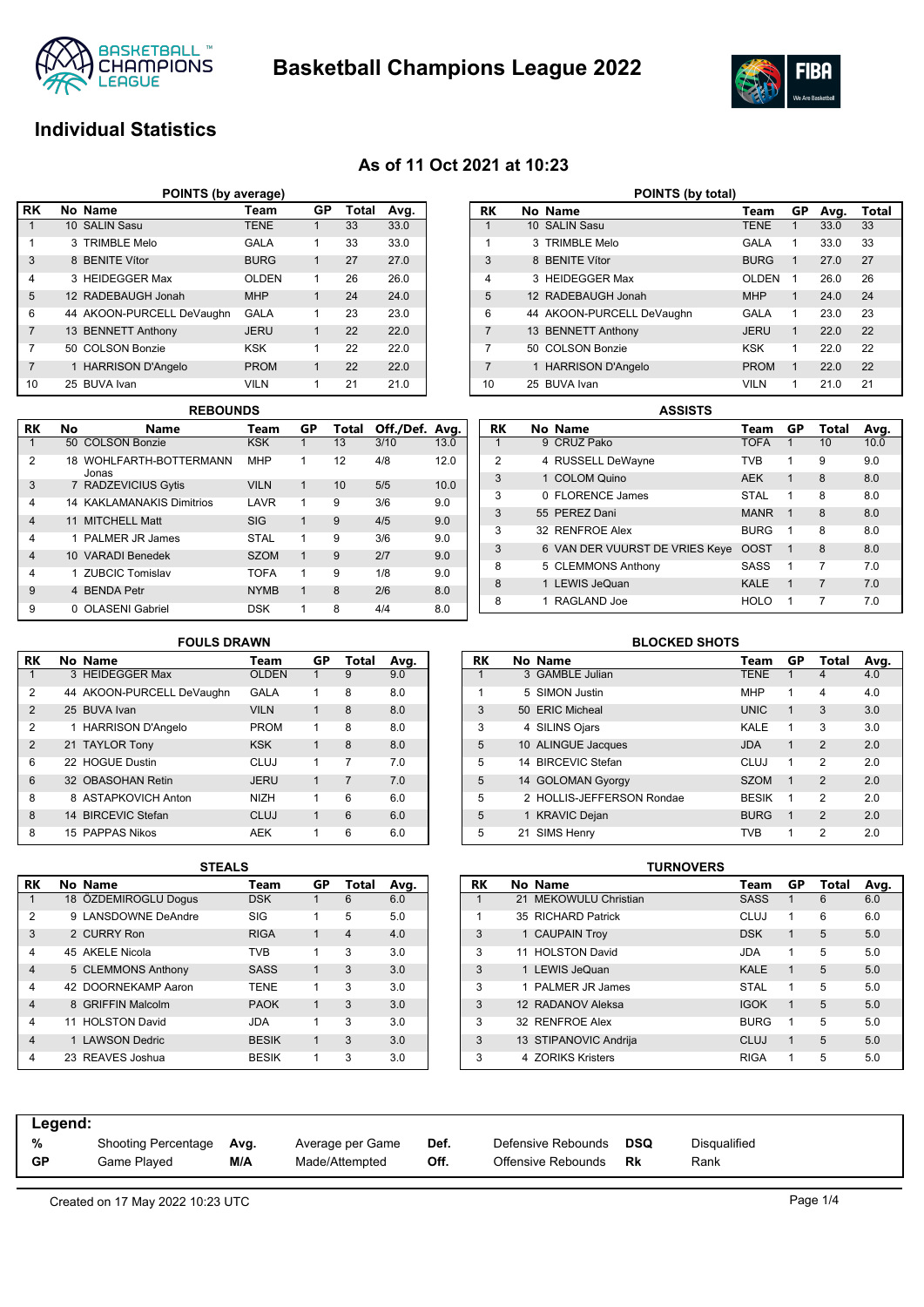# Basketball Champions League 2022

## Individual Statistics

### As of 11 Oct 2021 at 10:23

#### POINTS (by average)

| RK | No | Name | Team | GP | Total | Avg. |
|---|---|---|---|---|---|---|
| 1 | 10 | SALIN Sasu | TENE | 1 | 33 | 33.0 |
| 1 | 3 | TRIMBLE Melo | GALA | 1 | 33 | 33.0 |
| 3 | 8 | BENITE Vítor | BURG | 1 | 27 | 27.0 |
| 4 | 3 | HEIDEGGER Max | OLDEN | 1 | 26 | 26.0 |
| 5 | 12 | RADEBAUGH Jonah | MHP | 1 | 24 | 24.0 |
| 6 | 44 | AKOON-PURCELL DeVaughn | GALA | 1 | 23 | 23.0 |
| 7 | 13 | BENNETT Anthony | JERU | 1 | 22 | 22.0 |
| 7 | 50 | COLSON Bonzie | KSK | 1 | 22 | 22.0 |
| 7 | 1 | HARRISON D'Angelo | PROM | 1 | 22 | 22.0 |
| 10 | 25 | BUVA Ivan | VILN | 1 | 21 | 21.0 |

#### POINTS (by total)

| RK | No | Name | Team | GP | Avg. | Total |
|---|---|---|---|---|---|---|
| 1 | 10 | SALIN Sasu | TENE | 1 | 33.0 | 33 |
| 1 | 3 | TRIMBLE Melo | GALA | 1 | 33.0 | 33 |
| 3 | 8 | BENITE Vítor | BURG | 1 | 27.0 | 27 |
| 4 | 3 | HEIDEGGER Max | OLDEN | 1 | 26.0 | 26 |
| 5 | 12 | RADEBAUGH Jonah | MHP | 1 | 24.0 | 24 |
| 6 | 44 | AKOON-PURCELL DeVaughn | GALA | 1 | 23.0 | 23 |
| 7 | 13 | BENNETT Anthony | JERU | 1 | 22.0 | 22 |
| 7 | 50 | COLSON Bonzie | KSK | 1 | 22.0 | 22 |
| 7 | 1 | HARRISON D'Angelo | PROM | 1 | 22.0 | 22 |
| 10 | 25 | BUVA Ivan | VILN | 1 | 21.0 | 21 |

#### REBOUNDS

| RK | No | Name | Team | GP | Total | Off./Def. | Avg. |
|---|---|---|---|---|---|---|---|
| 1 | 50 | COLSON Bonzie | KSK | 1 | 13 | 3/10 | 13.0 |
| 2 | 18 | WOHLFARTH-BOTTERMANN Jonas | MHP | 1 | 12 | 4/8 | 12.0 |
| 3 | 7 | RADZEVICIUS Gytis | VILN | 1 | 10 | 5/5 | 10.0 |
| 4 | 14 | KAKLAMANAKIS Dimitrios | LAVR | 1 | 9 | 3/6 | 9.0 |
| 4 | 11 | MITCHELL Matt | SIG | 1 | 9 | 4/5 | 9.0 |
| 4 | 1 | PALMER JR James | STAL | 1 | 9 | 3/6 | 9.0 |
| 4 | 10 | VARADI Benedek | SZOM | 1 | 9 | 2/7 | 9.0 |
| 4 | 1 | ZUBCIC Tomislav | TOFA | 1 | 9 | 1/8 | 9.0 |
| 9 | 4 | BENDA Petr | NYMB | 1 | 8 | 2/6 | 8.0 |
| 9 | 0 | OLASENI Gabriel | DSK | 1 | 8 | 4/4 | 8.0 |

#### ASSISTS

| RK | No | Name | Team | GP | Total | Avg. |
|---|---|---|---|---|---|---|
| 1 | 9 | CRUZ Pako | TOFA | 1 | 10 | 10.0 |
| 2 | 4 | RUSSELL DeWayne | TVB | 1 | 9 | 9.0 |
| 3 | 1 | COLOM Quino | AEK | 1 | 8 | 8.0 |
| 3 | 0 | FLORENCE James | STAL | 1 | 8 | 8.0 |
| 3 | 55 | PEREZ Dani | MANR | 1 | 8 | 8.0 |
| 3 | 32 | RENFROE Alex | BURG | 1 | 8 | 8.0 |
| 3 | 6 | VAN DER VUURST DE VRIES Keye | OOST | 1 | 8 | 8.0 |
| 8 | 5 | CLEMMONS Anthony | SASS | 1 | 7 | 7.0 |
| 8 | 1 | LEWIS JeQuan | KALE | 1 | 7 | 7.0 |
| 8 | 1 | RAGLAND Joe | HOLO | 1 | 7 | 7.0 |

#### FOULS DRAWN

| RK | No | Name | Team | GP | Total | Avg. |
|---|---|---|---|---|---|---|
| 1 | 3 | HEIDEGGER Max | OLDEN | 1 | 9 | 9.0 |
| 2 | 44 | AKOON-PURCELL DeVaughn | GALA | 1 | 8 | 8.0 |
| 2 | 25 | BUVA Ivan | VILN | 1 | 8 | 8.0 |
| 2 | 1 | HARRISON D'Angelo | PROM | 1 | 8 | 8.0 |
| 2 | 21 | TAYLOR Tony | KSK | 1 | 8 | 8.0 |
| 6 | 22 | HOGUE Dustin | CLUJ | 1 | 7 | 7.0 |
| 6 | 32 | OBASOHAN Retin | JERU | 1 | 7 | 7.0 |
| 8 | 8 | ASTAPKOVICH Anton | NIZH | 1 | 6 | 6.0 |
| 8 | 14 | BIRCEVIC Stefan | CLUJ | 1 | 6 | 6.0 |
| 8 | 15 | PAPPAS Nikos | AEK | 1 | 6 | 6.0 |

#### BLOCKED SHOTS

| RK | No | Name | Team | GP | Total | Avg. |
|---|---|---|---|---|---|---|
| 1 | 3 | GAMBLE Julian | TENE | 1 | 4 | 4.0 |
| 1 | 5 | SIMON Justin | MHP | 1 | 4 | 4.0 |
| 3 | 50 | ERIC Micheal | UNIC | 1 | 3 | 3.0 |
| 3 | 4 | SILINS Ojars | KALE | 1 | 3 | 3.0 |
| 5 | 10 | ALINGUE Jacques | JDA | 1 | 2 | 2.0 |
| 5 | 14 | BIRCEVIC Stefan | CLUJ | 1 | 2 | 2.0 |
| 5 | 14 | GOLOMAN Gyorgy | SZOM | 1 | 2 | 2.0 |
| 5 | 2 | HOLLIS-JEFFERSON Rondae | BESIK | 1 | 2 | 2.0 |
| 5 | 1 | KRAVIC Dejan | BURG | 1 | 2 | 2.0 |
| 5 | 21 | SIMS Henry | TVB | 1 | 2 | 2.0 |

#### STEALS

| RK | No | Name | Team | GP | Total | Avg. |
|---|---|---|---|---|---|---|
| 1 | 18 | ÖZDEMIROGLU Dogus | DSK | 1 | 6 | 6.0 |
| 2 | 9 | LANSDOWNE DeAndre | SIG | 1 | 5 | 5.0 |
| 3 | 2 | CURRY Ron | RIGA | 1 | 4 | 4.0 |
| 4 | 45 | AKELE Nicola | TVB | 1 | 3 | 3.0 |
| 4 | 5 | CLEMMONS Anthony | SASS | 1 | 3 | 3.0 |
| 4 | 42 | DOORNEKAMP Aaron | TENE | 1 | 3 | 3.0 |
| 4 | 8 | GRIFFIN Malcolm | PAOK | 1 | 3 | 3.0 |
| 4 | 11 | HOLSTON David | JDA | 1 | 3 | 3.0 |
| 4 | 1 | LAWSON Dedric | BESIK | 1 | 3 | 3.0 |
| 4 | 23 | REAVES Joshua | BESIK | 1 | 3 | 3.0 |

#### TURNOVERS

| RK | No | Name | Team | GP | Total | Avg. |
|---|---|---|---|---|---|---|
| 1 | 21 | MEKOWULU Christian | SASS | 1 | 6 | 6.0 |
| 1 | 35 | RICHARD Patrick | CLUJ | 1 | 6 | 6.0 |
| 3 | 1 | CAUPAIN Troy | DSK | 1 | 5 | 5.0 |
| 3 | 11 | HOLSTON David | JDA | 1 | 5 | 5.0 |
| 3 | 1 | LEWIS JeQuan | KALE | 1 | 5 | 5.0 |
| 3 | 1 | PALMER JR James | STAL | 1 | 5 | 5.0 |
| 3 | 12 | RADANOV Aleksa | IGOK | 1 | 5 | 5.0 |
| 3 | 32 | RENFROE Alex | BURG | 1 | 5 | 5.0 |
| 3 | 13 | STIPANOVIC Andrija | CLUJ | 1 | 5 | 5.0 |
| 3 | 4 | ZORIKS Kristers | RIGA | 1 | 5 | 5.0 |

**Legend:**

| | | | | | | | |
|---|---|---|---|---|---|---|---|
| **%** | Shooting Percentage | **Avg.** | Average per Game | **Def.** | Defensive Rebounds | **DSQ** | Disqualified |
| **GP** | Game Played | **M/A** | Made/Attempted | **Off.** | Offensive Rebounds | **Rk** | Rank |

Created on 17 May 2022 10:23 UTC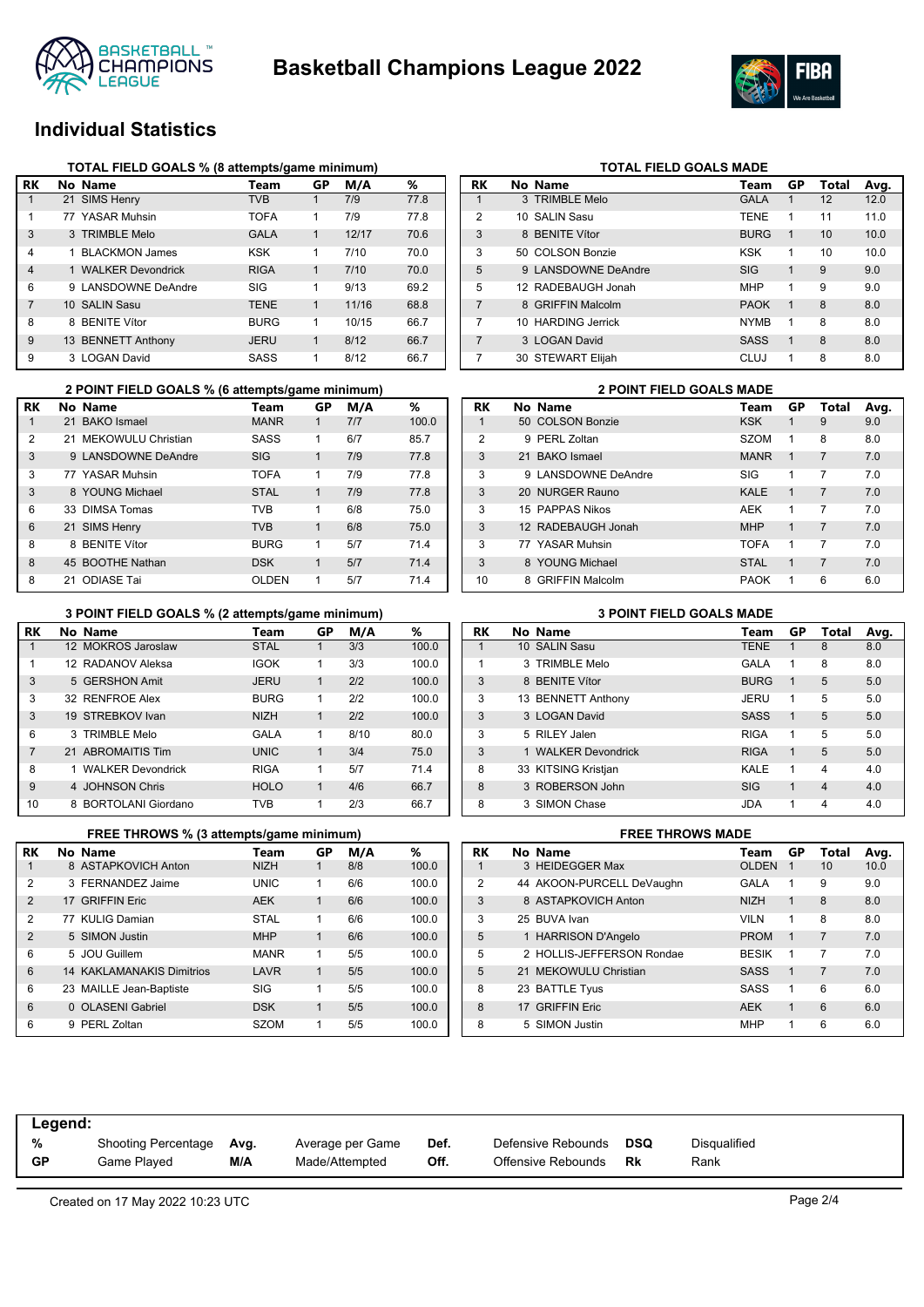# Basketball Champions League 2022

## Individual Statistics

### TOTAL FIELD GOALS % (8 attempts/game minimum)

| RK | No | Name | Team | GP | M/A | % |
|---|---|---|---|---|---|---|
| 1 | 21 | SIMS Henry | TVB | 1 | 7/9 | 77.8 |
| 1 | 77 | YASAR Muhsin | TOFA | 1 | 7/9 | 77.8 |
| 3 | 3 | TRIMBLE Melo | GALA | 1 | 12/17 | 70.6 |
| 4 | 1 | BLACKMON James | KSK | 1 | 7/10 | 70.0 |
| 4 | 1 | WALKER Devondrick | RIGA | 1 | 7/10 | 70.0 |
| 6 | 9 | LANSDOWNE DeAndre | SIG | 1 | 9/13 | 69.2 |
| 7 | 10 | SALIN Sasu | TENE | 1 | 11/16 | 68.8 |
| 8 | 8 | BENITE Vítor | BURG | 1 | 10/15 | 66.7 |
| 9 | 13 | BENNETT Anthony | JERU | 1 | 8/12 | 66.7 |
| 9 | 3 | LOGAN David | SASS | 1 | 8/12 | 66.7 |

### TOTAL FIELD GOALS MADE

| RK | No | Name | Team | GP | Total | Avg. |
|---|---|---|---|---|---|---|
| 1 | 3 | TRIMBLE Melo | GALA | 1 | 12 | 12.0 |
| 2 | 10 | SALIN Sasu | TENE | 1 | 11 | 11.0 |
| 3 | 8 | BENITE Vítor | BURG | 1 | 10 | 10.0 |
| 3 | 50 | COLSON Bonzie | KSK | 1 | 10 | 10.0 |
| 5 | 9 | LANSDOWNE DeAndre | SIG | 1 | 9 | 9.0 |
| 5 | 12 | RADEBAUGH Jonah | MHP | 1 | 9 | 9.0 |
| 7 | 8 | GRIFFIN Malcolm | PAOK | 1 | 8 | 8.0 |
| 7 | 10 | HARDING Jerrick | NYMB | 1 | 8 | 8.0 |
| 7 | 3 | LOGAN David | SASS | 1 | 8 | 8.0 |
| 7 | 30 | STEWART Elijah | CLUJ | 1 | 8 | 8.0 |

### 2 POINT FIELD GOALS % (6 attempts/game minimum)

| RK | No | Name | Team | GP | M/A | % |
|---|---|---|---|---|---|---|
| 1 | 21 | BAKO Ismael | MANR | 1 | 7/7 | 100.0 |
| 2 | 21 | MEKOWULU Christian | SASS | 1 | 6/7 | 85.7 |
| 3 | 9 | LANSDOWNE DeAndre | SIG | 1 | 7/9 | 77.8 |
| 3 | 77 | YASAR Muhsin | TOFA | 1 | 7/9 | 77.8 |
| 3 | 8 | YOUNG Michael | STAL | 1 | 7/9 | 77.8 |
| 6 | 33 | DIMSA Tomas | TVB | 1 | 6/8 | 75.0 |
| 6 | 21 | SIMS Henry | TVB | 1 | 6/8 | 75.0 |
| 8 | 8 | BENITE Vítor | BURG | 1 | 5/7 | 71.4 |
| 8 | 45 | BOOTHE Nathan | DSK | 1 | 5/7 | 71.4 |
| 8 | 21 | ODIASE Tai | OLDEN | 1 | 5/7 | 71.4 |

### 2 POINT FIELD GOALS MADE

| RK | No | Name | Team | GP | Total | Avg. |
|---|---|---|---|---|---|---|
| 1 | 50 | COLSON Bonzie | KSK | 1 | 9 | 9.0 |
| 2 | 9 | PERL Zoltan | SZOM | 1 | 8 | 8.0 |
| 3 | 21 | BAKO Ismael | MANR | 1 | 7 | 7.0 |
| 3 | 9 | LANSDOWNE DeAndre | SIG | 1 | 7 | 7.0 |
| 3 | 20 | NURGER Rauno | KALE | 1 | 7 | 7.0 |
| 3 | 15 | PAPPAS Nikos | AEK | 1 | 7 | 7.0 |
| 3 | 12 | RADEBAUGH Jonah | MHP | 1 | 7 | 7.0 |
| 3 | 77 | YASAR Muhsin | TOFA | 1 | 7 | 7.0 |
| 3 | 8 | YOUNG Michael | STAL | 1 | 7 | 7.0 |
| 10 | 8 | GRIFFIN Malcolm | PAOK | 1 | 6 | 6.0 |

### 3 POINT FIELD GOALS % (2 attempts/game minimum)

| RK | No | Name | Team | GP | M/A | % |
|---|---|---|---|---|---|---|
| 1 | 12 | MOKROS Jaroslaw | STAL | 1 | 3/3 | 100.0 |
| 1 | 12 | RADANOV Aleksa | IGOK | 1 | 3/3 | 100.0 |
| 3 | 5 | GERSHON Amit | JERU | 1 | 2/2 | 100.0 |
| 3 | 32 | RENFROE Alex | BURG | 1 | 2/2 | 100.0 |
| 3 | 19 | STREBKOV Ivan | NIZH | 1 | 2/2 | 100.0 |
| 6 | 3 | TRIMBLE Melo | GALA | 1 | 8/10 | 80.0 |
| 7 | 21 | ABROMAITIS Tim | UNIC | 1 | 3/4 | 75.0 |
| 8 | 1 | WALKER Devondrick | RIGA | 1 | 5/7 | 71.4 |
| 9 | 4 | JOHNSON Chris | HOLO | 1 | 4/6 | 66.7 |
| 10 | 8 | BORTOLANI Giordano | TVB | 1 | 2/3 | 66.7 |

### 3 POINT FIELD GOALS MADE

| RK | No | Name | Team | GP | Total | Avg. |
|---|---|---|---|---|---|---|
| 1 | 10 | SALIN Sasu | TENE | 1 | 8 | 8.0 |
| 1 | 3 | TRIMBLE Melo | GALA | 1 | 8 | 8.0 |
| 3 | 8 | BENITE Vítor | BURG | 1 | 5 | 5.0 |
| 3 | 13 | BENNETT Anthony | JERU | 1 | 5 | 5.0 |
| 3 | 3 | LOGAN David | SASS | 1 | 5 | 5.0 |
| 3 | 5 | RILEY Jalen | RIGA | 1 | 5 | 5.0 |
| 3 | 1 | WALKER Devondrick | RIGA | 1 | 5 | 5.0 |
| 8 | 33 | KITSING Kristjan | KALE | 1 | 4 | 4.0 |
| 8 | 3 | ROBERSON John | SIG | 1 | 4 | 4.0 |
| 8 | 3 | SIMON Chase | JDA | 1 | 4 | 4.0 |

### FREE THROWS % (3 attempts/game minimum)

| RK | No | Name | Team | GP | M/A | % |
|---|---|---|---|---|---|---|
| 1 | 8 | ASTAPKOVICH Anton | NIZH | 1 | 8/8 | 100.0 |
| 2 | 3 | FERNANDEZ Jaime | UNIC | 1 | 6/6 | 100.0 |
| 2 | 17 | GRIFFIN Eric | AEK | 1 | 6/6 | 100.0 |
| 2 | 77 | KULIG Damian | STAL | 1 | 6/6 | 100.0 |
| 2 | 5 | SIMON Justin | MHP | 1 | 6/6 | 100.0 |
| 6 | 5 | JOU Guillem | MANR | 1 | 5/5 | 100.0 |
| 6 | 14 | KAKLAMANAKIS Dimitrios | LAVR | 1 | 5/5 | 100.0 |
| 6 | 23 | MAILLE Jean-Baptiste | SIG | 1 | 5/5 | 100.0 |
| 6 | 0 | OLASENI Gabriel | DSK | 1 | 5/5 | 100.0 |
| 6 | 9 | PERL Zoltan | SZOM | 1 | 5/5 | 100.0 |

### FREE THROWS MADE

| RK | No | Name | Team | GP | Total | Avg. |
|---|---|---|---|---|---|---|
| 1 | 3 | HEIDEGGER Max | OLDEN | 1 | 10 | 10.0 |
| 2 | 44 | AKOON-PURCELL DeVaughn | GALA | 1 | 9 | 9.0 |
| 3 | 8 | ASTAPKOVICH Anton | NIZH | 1 | 8 | 8.0 |
| 3 | 25 | BUVA Ivan | VILN | 1 | 8 | 8.0 |
| 5 | 1 | HARRISON D'Angelo | PROM | 1 | 7 | 7.0 |
| 5 | 2 | HOLLIS-JEFFERSON Rondae | BESIK | 1 | 7 | 7.0 |
| 5 | 21 | MEKOWULU Christian | SASS | 1 | 7 | 7.0 |
| 8 | 23 | BATTLE Tyus | SASS | 1 | 6 | 6.0 |
| 8 | 17 | GRIFFIN Eric | AEK | 1 | 6 | 6.0 |
| 8 | 5 | SIMON Justin | MHP | 1 | 6 | 6.0 |

**Legend:**

| | | | | | | | |
|---|---|---|---|---|---|---|---|
| % | Shooting Percentage | Avg. | Average per Game | Def. | Defensive Rebounds | DSQ | Disqualified |
| GP | Game Played | M/A | Made/Attempted | Off. | Offensive Rebounds | Rk | Rank |

Created on 17 May 2022 10:23 UTC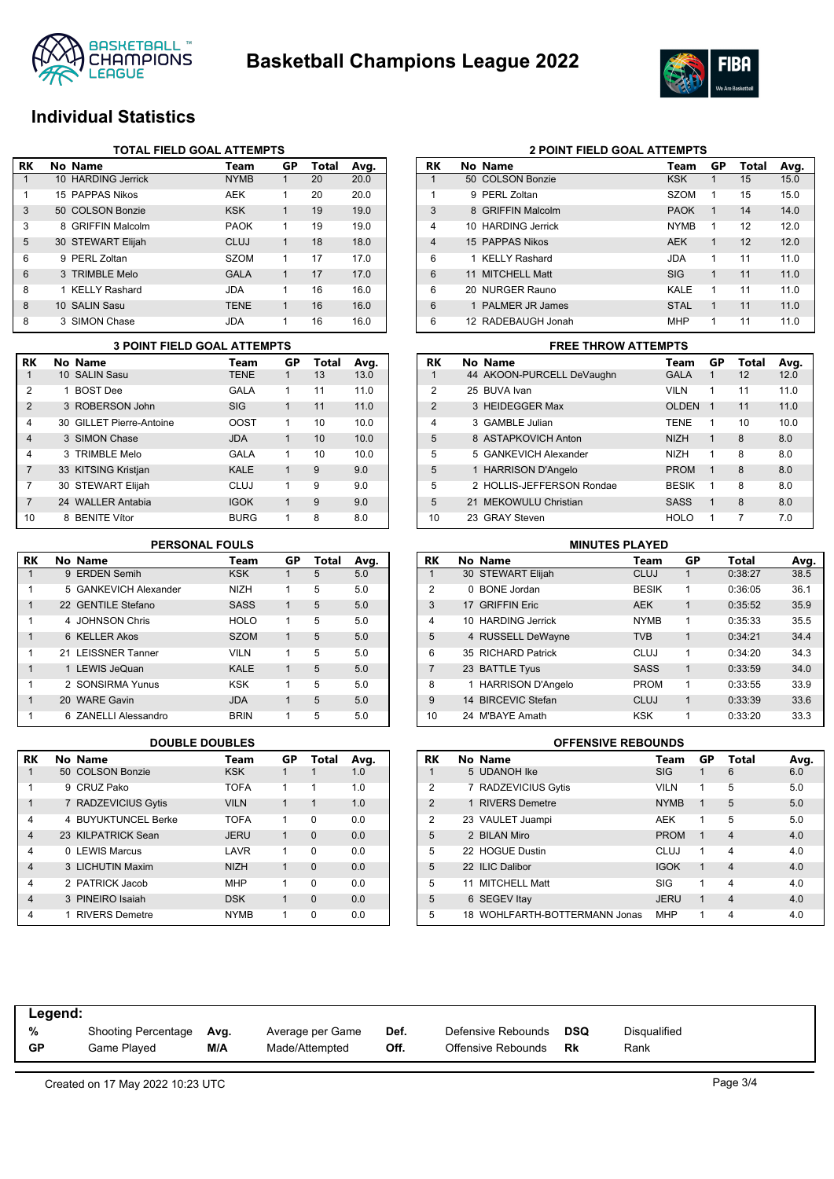# Basketball Champions League 2022

## Individual Statistics

### TOTAL FIELD GOAL ATTEMPTS

| RK | No Name | Team | GP | Total | Avg. |
|---|---|---|---|---|---|
| 1 | 10 HARDING Jerrick | NYMB | 1 | 20 | 20.0 |
| 1 | 15 PAPPAS Nikos | AEK | 1 | 20 | 20.0 |
| 3 | 50 COLSON Bonzie | KSK | 1 | 19 | 19.0 |
| 3 | 8 GRIFFIN Malcolm | PAOK | 1 | 19 | 19.0 |
| 5 | 30 STEWART Elijah | CLUJ | 1 | 18 | 18.0 |
| 6 | 9 PERL Zoltan | SZOM | 1 | 17 | 17.0 |
| 6 | 3 TRIMBLE Melo | GALA | 1 | 17 | 17.0 |
| 8 | 1 KELLY Rashard | JDA | 1 | 16 | 16.0 |
| 8 | 10 SALIN Sasu | TENE | 1 | 16 | 16.0 |
| 8 | 3 SIMON Chase | JDA | 1 | 16 | 16.0 |

### 2 POINT FIELD GOAL ATTEMPTS

| RK | No Name | Team | GP | Total | Avg. |
|---|---|---|---|---|---|
| 1 | 50 COLSON Bonzie | KSK | 1 | 15 | 15.0 |
| 1 | 9 PERL Zoltan | SZOM | 1 | 15 | 15.0 |
| 3 | 8 GRIFFIN Malcolm | PAOK | 1 | 14 | 14.0 |
| 4 | 10 HARDING Jerrick | NYMB | 1 | 12 | 12.0 |
| 4 | 15 PAPPAS Nikos | AEK | 1 | 12 | 12.0 |
| 6 | 1 KELLY Rashard | JDA | 1 | 11 | 11.0 |
| 6 | 11 MITCHELL Matt | SIG | 1 | 11 | 11.0 |
| 6 | 20 NURGER Rauno | KALE | 1 | 11 | 11.0 |
| 6 | 1 PALMER JR James | STAL | 1 | 11 | 11.0 |
| 6 | 12 RADEBAUGH Jonah | MHP | 1 | 11 | 11.0 |

### 3 POINT FIELD GOAL ATTEMPTS

| RK | No Name | Team | GP | Total | Avg. |
|---|---|---|---|---|---|
| 1 | 10 SALIN Sasu | TENE | 1 | 13 | 13.0 |
| 2 | 1 BOST Dee | GALA | 1 | 11 | 11.0 |
| 2 | 3 ROBERSON John | SIG | 1 | 11 | 11.0 |
| 4 | 30 GILLET Pierre-Antoine | OOST | 1 | 10 | 10.0 |
| 4 | 3 SIMON Chase | JDA | 1 | 10 | 10.0 |
| 4 | 3 TRIMBLE Melo | GALA | 1 | 10 | 10.0 |
| 7 | 33 KITSING Kristjan | KALE | 1 | 9 | 9.0 |
| 7 | 30 STEWART Elijah | CLUJ | 1 | 9 | 9.0 |
| 7 | 24 WALLER Antabia | IGOK | 1 | 9 | 9.0 |
| 10 | 8 BENITE Vítor | BURG | 1 | 8 | 8.0 |

### FREE THROW ATTEMPTS

| RK | No Name | Team | GP | Total | Avg. |
|---|---|---|---|---|---|
| 1 | 44 AKOON-PURCELL DeVaughn | GALA | 1 | 12 | 12.0 |
| 2 | 25 BUVA Ivan | VILN | 1 | 11 | 11.0 |
| 2 | 3 HEIDEGGER Max | OLDEN | 1 | 11 | 11.0 |
| 4 | 3 GAMBLE Julian | TENE | 1 | 10 | 10.0 |
| 5 | 8 ASTAPKOVICH Anton | NIZH | 1 | 8 | 8.0 |
| 5 | 5 GANKEVICH Alexander | NIZH | 1 | 8 | 8.0 |
| 5 | 1 HARRISON D'Angelo | PROM | 1 | 8 | 8.0 |
| 5 | 2 HOLLIS-JEFFERSON Rondae | BESIK | 1 | 8 | 8.0 |
| 5 | 21 MEKOWULU Christian | SASS | 1 | 8 | 8.0 |
| 10 | 23 GRAY Steven | HOLO | 1 | 7 | 7.0 |

### PERSONAL FOULS

| RK | No Name | Team | GP | Total | Avg. |
|---|---|---|---|---|---|
| 1 | 9 ERDEN Semih | KSK | 1 | 5 | 5.0 |
| 1 | 5 GANKEVICH Alexander | NIZH | 1 | 5 | 5.0 |
| 1 | 22 GENTILE Stefano | SASS | 1 | 5 | 5.0 |
| 1 | 4 JOHNSON Chris | HOLO | 1 | 5 | 5.0 |
| 1 | 6 KELLER Akos | SZOM | 1 | 5 | 5.0 |
| 1 | 21 LEISSNER Tanner | VILN | 1 | 5 | 5.0 |
| 1 | 1 LEWIS JeQuan | KALE | 1 | 5 | 5.0 |
| 1 | 2 SONSIRMA Yunus | KSK | 1 | 5 | 5.0 |
| 1 | 20 WARE Gavin | JDA | 1 | 5 | 5.0 |
| 1 | 6 ZANELLI Alessandro | BRIN | 1 | 5 | 5.0 |

### MINUTES PLAYED

| RK | No Name | Team | GP | Total | Avg. |
|---|---|---|---|---|---|
| 1 | 30 STEWART Elijah | CLUJ | 1 | 0:38:27 | 38.5 |
| 2 | 0 BONE Jordan | BESIK | 1 | 0:36:05 | 36.1 |
| 3 | 17 GRIFFIN Eric | AEK | 1 | 0:35:52 | 35.9 |
| 4 | 10 HARDING Jerrick | NYMB | 1 | 0:35:33 | 35.5 |
| 5 | 4 RUSSELL DeWayne | TVB | 1 | 0:34:21 | 34.4 |
| 6 | 35 RICHARD Patrick | CLUJ | 1 | 0:34:20 | 34.3 |
| 7 | 23 BATTLE Tyus | SASS | 1 | 0:33:59 | 34.0 |
| 8 | 1 HARRISON D'Angelo | PROM | 1 | 0:33:55 | 33.9 |
| 9 | 14 BIRCEVIC Stefan | CLUJ | 1 | 0:33:39 | 33.6 |
| 10 | 24 M'BAYE Amath | KSK | 1 | 0:33:20 | 33.3 |

### DOUBLE DOUBLES

| RK | No Name | Team | GP | Total | Avg. |
|---|---|---|---|---|---|
| 1 | 50 COLSON Bonzie | KSK | 1 | 1 | 1.0 |
| 1 | 9 CRUZ Pako | TOFA | 1 | 1 | 1.0 |
| 1 | 7 RADZEVICIUS Gytis | VILN | 1 | 1 | 1.0 |
| 4 | 4 BUYUKTUNCEL Berke | TOFA | 1 | 0 | 0.0 |
| 4 | 23 KILPATRICK Sean | JERU | 1 | 0 | 0.0 |
| 4 | 0 LEWIS Marcus | LAVR | 1 | 0 | 0.0 |
| 4 | 3 LICHUTIN Maxim | NIZH | 1 | 0 | 0.0 |
| 4 | 2 PATRICK Jacob | MHP | 1 | 0 | 0.0 |
| 4 | 3 PINEIRO Isaiah | DSK | 1 | 0 | 0.0 |
| 4 | 1 RIVERS Demetre | NYMB | 1 | 0 | 0.0 |

### OFFENSIVE REBOUNDS

| RK | No Name | Team | GP | Total | Avg. |
|---|---|---|---|---|---|
| 1 | 5 UDANOH Ike | SIG | 1 | 6 | 6.0 |
| 2 | 7 RADZEVICIUS Gytis | VILN | 1 | 5 | 5.0 |
| 2 | 1 RIVERS Demetre | NYMB | 1 | 5 | 5.0 |
| 2 | 23 VAULET Juampi | AEK | 1 | 5 | 5.0 |
| 5 | 2 BILAN Miro | PROM | 1 | 4 | 4.0 |
| 5 | 22 HOGUE Dustin | CLUJ | 1 | 4 | 4.0 |
| 5 | 22 ILIC Dalibor | IGOK | 1 | 4 | 4.0 |
| 5 | 11 MITCHELL Matt | SIG | 1 | 4 | 4.0 |
| 5 | 6 SEGEV Itay | JERU | 1 | 4 | 4.0 |
| 5 | 18 WOHLFARTH-BOTTERMANN Jonas | MHP | 1 | 4 | 4.0 |

**Legend:**

| | | | | | | | |
|---|---|---|---|---|---|---|---|
| **%** | Shooting Percentage | **Avg.** | Average per Game | **Def.** | Defensive Rebounds | **DSQ** | Disqualified |
| **GP** | Game Played | **M/A** | Made/Attempted | **Off.** | Offensive Rebounds | **Rk** | Rank |

Created on 17 May 2022 10:23 UTC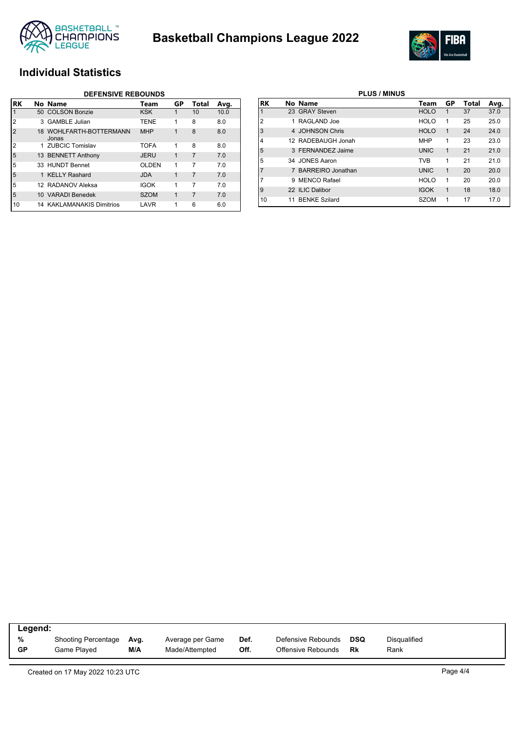# Basketball Champions League 2022

## Individual Statistics

### DEFENSIVE REBOUNDS

| RK | No | Name | Team | GP | Total | Avg. |
|---|---|---|---|---|---|---|
| 1 | 50 | COLSON Bonzie | KSK | 1 | 10 | 10.0 |
| 2 | 3 | GAMBLE Julian | TENE | 1 | 8 | 8.0 |
| 2 | 18 | WOHLFARTH-BOTTERMANN Jonas | MHP | 1 | 8 | 8.0 |
| 2 | 1 | ZUBCIC Tomislav | TOFA | 1 | 8 | 8.0 |
| 5 | 13 | BENNETT Anthony | JERU | 1 | 7 | 7.0 |
| 5 | 33 | HUNDT Bennet | OLDEN | 1 | 7 | 7.0 |
| 5 | 1 | KELLY Rashard | JDA | 1 | 7 | 7.0 |
| 5 | 12 | RADANOV Aleksa | IGOK | 1 | 7 | 7.0 |
| 5 | 10 | VARADI Benedek | SZOM | 1 | 7 | 7.0 |
| 10 | 14 | KAKLAMANAKIS Dimitrios | LAVR | 1 | 6 | 6.0 |

### PLUS / MINUS

| RK | No | Name | Team | GP | Total | Avg. |
|---|---|---|---|---|---|---|
| 1 | 23 | GRAY Steven | HOLO | 1 | 37 | 37.0 |
| 2 | 1 | RAGLAND Joe | HOLO | 1 | 25 | 25.0 |
| 3 | 4 | JOHNSON Chris | HOLO | 1 | 24 | 24.0 |
| 4 | 12 | RADEBAUGH Jonah | MHP | 1 | 23 | 23.0 |
| 5 | 3 | FERNANDEZ Jaime | UNIC | 1 | 21 | 21.0 |
| 5 | 34 | JONES Aaron | TVB | 1 | 21 | 21.0 |
| 7 | 7 | BARREIRO Jonathan | UNIC | 1 | 20 | 20.0 |
| 7 | 9 | MENCO Rafael | HOLO | 1 | 20 | 20.0 |
| 9 | 22 | ILIC Dalibor | IGOK | 1 | 18 | 18.0 |
| 10 | 11 | BENKE Szilard | SZOM | 1 | 17 | 17.0 |

**Legend:**

| | | | | | | | |
|---|---|---|---|---|---|---|---|
| **%** | Shooting Percentage | **Avg.** | Average per Game | **Def.** | Defensive Rebounds | **DSQ** | Disqualified |
| **GP** | Game Played | **M/A** | Made/Attempted | **Off.** | Offensive Rebounds | **Rk** | Rank |

Created on 17 May 2022 10:23 UTC